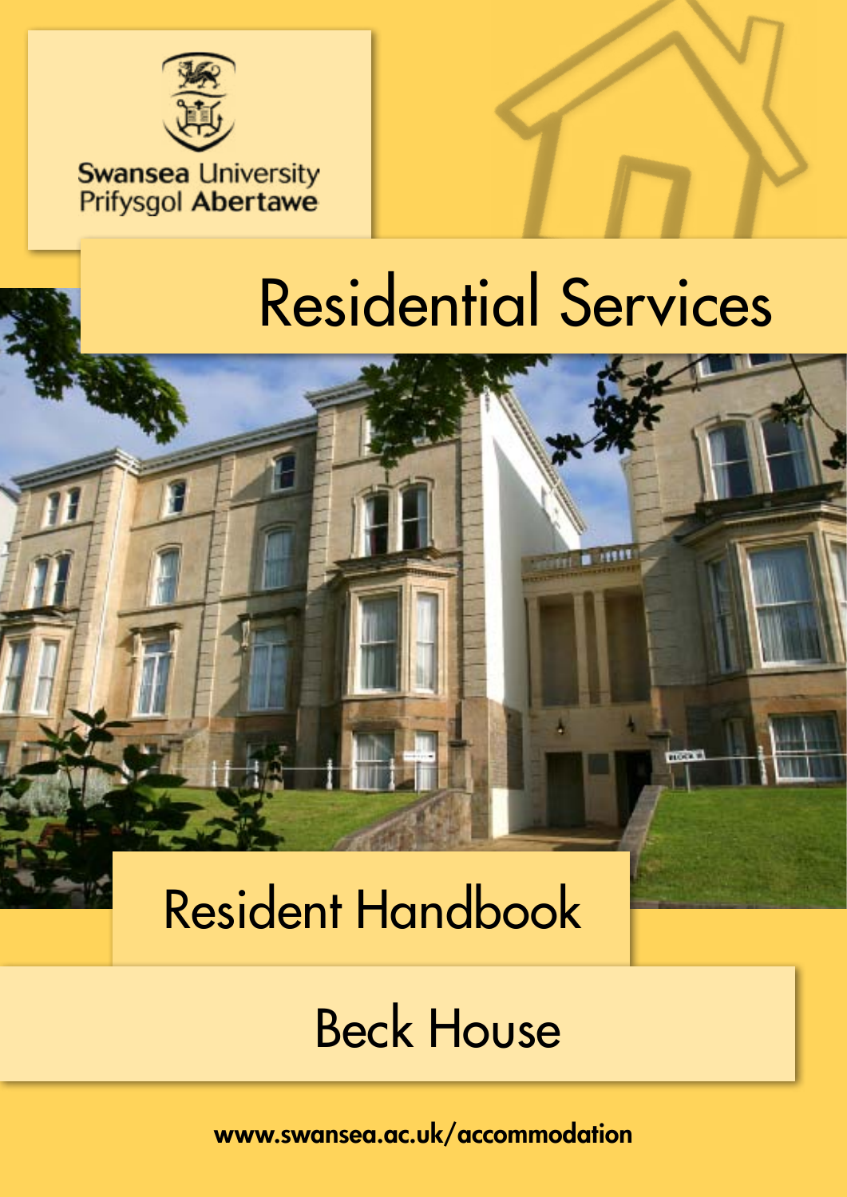Swansea University
Prifysgol Abertawe

# Residential Services

# Resident Handbook

## Beck House

www.swansea.ac.uk/accommodation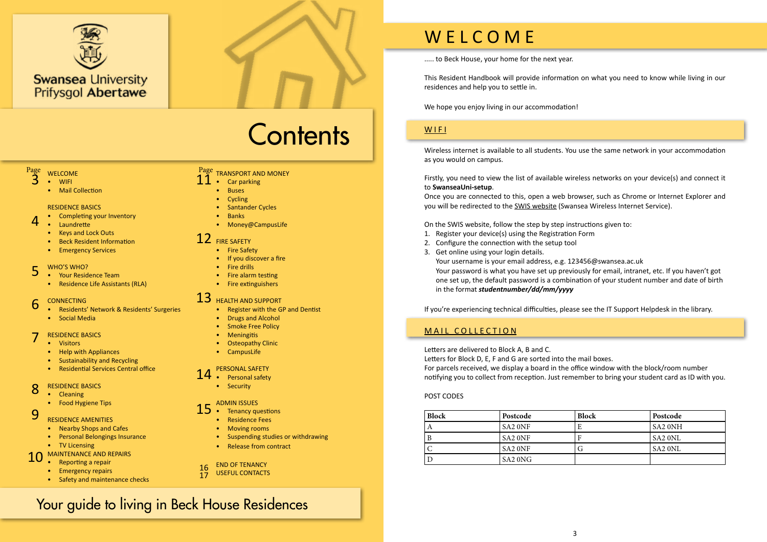Swansea University
Prifysgol Abertawe

# Contents

Page 3 WELCOME
- WIFI
- Mail Collection

4 RESIDENCE BASICS
- Completing your Inventory
- Laundrette
- Keys and Lock Outs
- Beck Resident Information
- Emergency Services

5 WHO'S WHO?
- Your Residence Team
- Residence Life Assistants (RLA)

6 CONNECTING
- Residents' Network & Residents' Surgeries
- Social Media

7 RESIDENCE BASICS
- Visitors
- Help with Appliances
- Sustainability and Recycling
- Residential Services Central office

8 RESIDENCE BASICS
- Cleaning
- Food Hygiene Tips

9 RESIDENCE AMENITIES
- Nearby Shops and Cafes
- Personal Belongings Insurance
- TV Licensing

10 MAINTENANCE AND REPAIRS
- Reporting a repair
- Emergency repairs
- Safety and maintenance checks

Page 11 TRANSPORT AND MONEY
- Car parking
- Buses
- Cycling
- Santander Cycles
- Banks
- Money@CampusLife

12 FIRE SAFETY
- Fire Safety
- If you discover a fire
- Fire drills
- Fire alarm testing
- Fire extinguishers

13 HEALTH AND SUPPORT
- Register with the GP and Dentist
- Drugs and Alcohol
- Smoke Free Policy
- Meningitis
- Osteopathy Clinic
- CampusLife

14 PERSONAL SAFETY
- Personal safety
- Security

15 ADMIN ISSUES
- Tenancy questions
- Residence Fees
- Moving rooms
- Suspending studies or withdrawing
- Release from contract

16 END OF TENANCY
17 USEFUL CONTACTS

Your guide to living in Beck House Residences

# WELCOME

..... to Beck House, your home for the next year.

This Resident Handbook will provide information on what you need to know while living in our residences and help you to settle in.

We hope you enjoy living in our accommodation!

## WIFI

Wireless internet is available to all students. You use the same network in your accommodation as you would on campus.

Firstly, you need to view the list of available wireless networks on your device(s) and connect it to **SwanseaUni-setup**.
Once you are connected to this, open a web browser, such as Chrome or Internet Explorer and you will be redirected to the SWIS website (Swansea Wireless Internet Service).

On the SWIS website, follow the step by step instructions given to:
1. Register your device(s) using the Registration Form
2. Configure the connection with the setup tool
3. Get online using your login details.
   Your username is your email address, e.g. 123456@swansea.ac.uk
   Your password is what you have set up previously for email, intranet, etc. If you haven't got one set up, the default password is a combination of your student number and date of birth in the format ***studentnumber/dd/mm/yyyy***

If you're experiencing technical difficulties, please see the IT Support Helpdesk in the library.

## MAIL COLLECTION

Letters are delivered to Block A, B and C.
Letters for Block D, E, F and G are sorted into the mail boxes.
For parcels received, we display a board in the office window with the block/room number notifying you to collect from reception. Just remember to bring your student card as ID with you.

POST CODES

| Block | Postcode | Block | Postcode |
|---|---|---|---|
| A | SA2 0NF | E | SA2 0NH |
| B | SA2 0NF | F | SA2 0NL |
| C | SA2 0NF | G | SA2 0NL |
| D | SA2 0NG | | |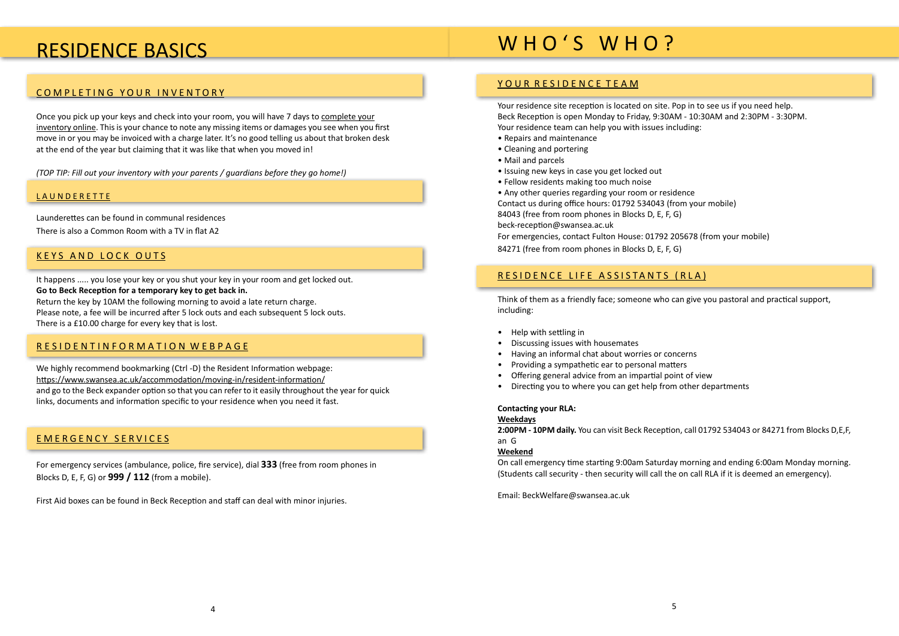# RESIDENCE BASICS

## COMPLETING YOUR INVENTORY

Once you pick up your keys and check into your room, you will have 7 days to complete your inventory online. This is your chance to note any missing items or damages you see when you first move in or you may be invoiced with a charge later. It's no good telling us about that broken desk at the end of the year but claiming that it was like that when you moved in!

*(TOP TIP: Fill out your inventory with your parents / guardians before they go home!)*

## LAUNDERETTE

Launderettes can be found in communal residences

There is also a Common Room with a TV in flat A2

## KEYS AND LOCK OUTS

It happens ..... you lose your key or you shut your key in your room and get locked out.
**Go to Beck Reception for a temporary key to get back in.**
Return the key by 10AM the following morning to avoid a late return charge.
Please note, a fee will be incurred after 5 lock outs and each subsequent 5 lock outs.
There is a £10.00 charge for every key that is lost.

## RESIDENTINFORMATION WEBPAGE

We highly recommend bookmarking (Ctrl -D) the Resident Information webpage:
https://www.swansea.ac.uk/accommodation/moving-in/resident-information/
and go to the Beck expander option so that you can refer to it easily throughout the year for quick links, documents and information specific to your residence when you need it fast.

## EMERGENCY SERVICES

For emergency services (ambulance, police, fire service), dial **333** (free from room phones in Blocks D, E, F, G) or **999 / 112** (from a mobile).

First Aid boxes can be found in Beck Reception and staff can deal with minor injuries.

# WHO'S WHO?

## YOUR RESIDENCE TEAM

Your residence site reception is located on site. Pop in to see us if you need help.
Beck Reception is open Monday to Friday, 9:30AM - 10:30AM and 2:30PM - 3:30PM.
Your residence team can help you with issues including:

- Repairs and maintenance
- Cleaning and portering
- Mail and parcels
- Issuing new keys in case you get locked out
- Fellow residents making too much noise
- Any other queries regarding your room or residence

Contact us during office hours: 01792 534043 (from your mobile)
84043 (free from room phones in Blocks D, E, F, G)
beck-reception@swansea.ac.uk
For emergencies, contact Fulton House: 01792 205678 (from your mobile)
84271 (free from room phones in Blocks D, E, F, G)

## RESIDENCE LIFE ASSISTANTS (RLA)

Think of them as a friendly face; someone who can give you pastoral and practical support, including:

- Help with settling in
- Discussing issues with housemates
- Having an informal chat about worries or concerns
- Providing a sympathetic ear to personal matters
- Offering general advice from an impartial point of view
- Directing you to where you can get help from other departments

**Contacting your RLA:**

**Weekdays**

**2:00PM - 10PM daily.** You can visit Beck Reception, call 01792 534043 or 84271 from Blocks D,E,F, an G

**Weekend**

On call emergency time starting 9:00am Saturday morning and ending 6:00am Monday morning. (Students call security - then security will call the on call RLA if it is deemed an emergency).

Email: BeckWelfare@swansea.ac.uk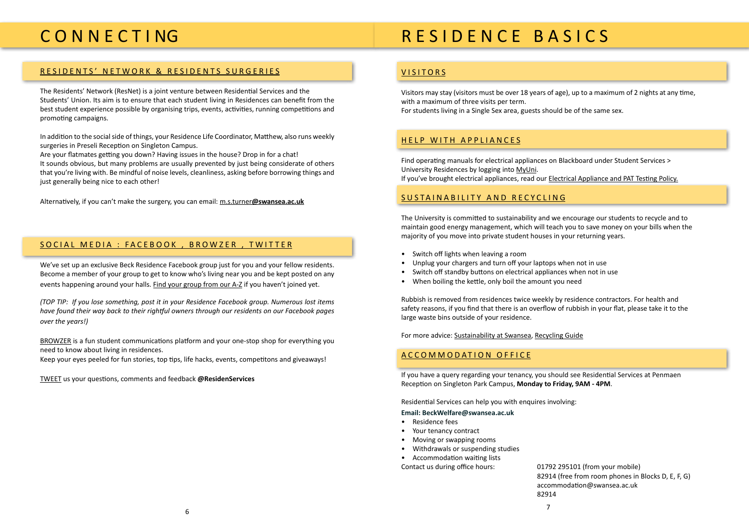# CONNECTING

## RESIDENTS' NETWORK & RESIDENTS SURGERIES

The Residents' Network (ResNet) is a joint venture between Residential Services and the Students' Union. Its aim is to ensure that each student living in Residences can benefit from the best student experience possible by organising trips, events, activities, running competitions and promoting campaigns.

In addition to the social side of things, your Residence Life Coordinator, Matthew, also runs weekly surgeries in Preseli Reception on Singleton Campus.
Are your flatmates getting you down? Having issues in the house? Drop in for a chat!
It sounds obvious, but many problems are usually prevented by just being considerate of others that you're living with. Be mindful of noise levels, cleanliness, asking before borrowing things and just generally being nice to each other!

Alternatively, if you can't make the surgery, you can email: m.s.turner**@swansea.ac.uk**

## SOCIAL MEDIA : FACEBOOK , BROWZER , TWITTER

We've set up an exclusive Beck Residence Facebook group just for you and your fellow residents. Become a member of your group to get to know who's living near you and be kept posted on any events happening around your halls. Find your group from our A-Z if you haven't joined yet.

*(TOP TIP: If you lose something, post it in your Residence Facebook group. Numerous lost items have found their way back to their rightful owners through our residents on our Facebook pages over the years!)*

BROWZER is a fun student communications platform and your one-stop shop for everything you need to know about living in residences.
Keep your eyes peeled for fun stories, top tips, life hacks, events, competitons and giveaways!

TWEET us your questions, comments and feedback **@ResidenServices**

# RESIDENCE BASICS

## VISITORS

Visitors may stay (visitors must be over 18 years of age), up to a maximum of 2 nights at any time, with a maximum of three visits per term.
For students living in a Single Sex area, guests should be of the same sex.

## HELP WITH APPLIANCES

Find operating manuals for electrical appliances on Blackboard under Student Services > University Residences by logging into MyUni.
If you've brought electrical appliances, read our Electrical Appliance and PAT Testing Policy.

## SUSTAINABILITY AND RECYCLING

The University is committed to sustainability and we encourage our students to recycle and to maintain good energy management, which will teach you to save money on your bills when the majority of you move into private student houses in your returning years.

- Switch off lights when leaving a room
- Unplug your chargers and turn off your laptops when not in use
- Switch off standby buttons on electrical appliances when not in use
- When boiling the kettle, only boil the amount you need

Rubbish is removed from residences twice weekly by residence contractors. For health and safety reasons, if you find that there is an overflow of rubbish in your flat, please take it to the large waste bins outside of your residence.

For more advice: Sustainability at Swansea, Recycling Guide

## ACCOMMODATION OFFICE

If you have a query regarding your tenancy, you should see Residential Services at Penmaen Reception on Singleton Park Campus, **Monday to Friday, 9AM - 4PM**.

Residential Services can help you with enquires involving:

**Email: BeckWelfare@swansea.ac.uk**

- Residence fees
- Your tenancy contract
- Moving or swapping rooms
- Withdrawals or suspending studies
- Accommodation waiting lists

Contact us during office hours:

01792 295101 (from your mobile)
82914 (free from room phones in Blocks D, E, F, G)
accommodation@swansea.ac.uk
82914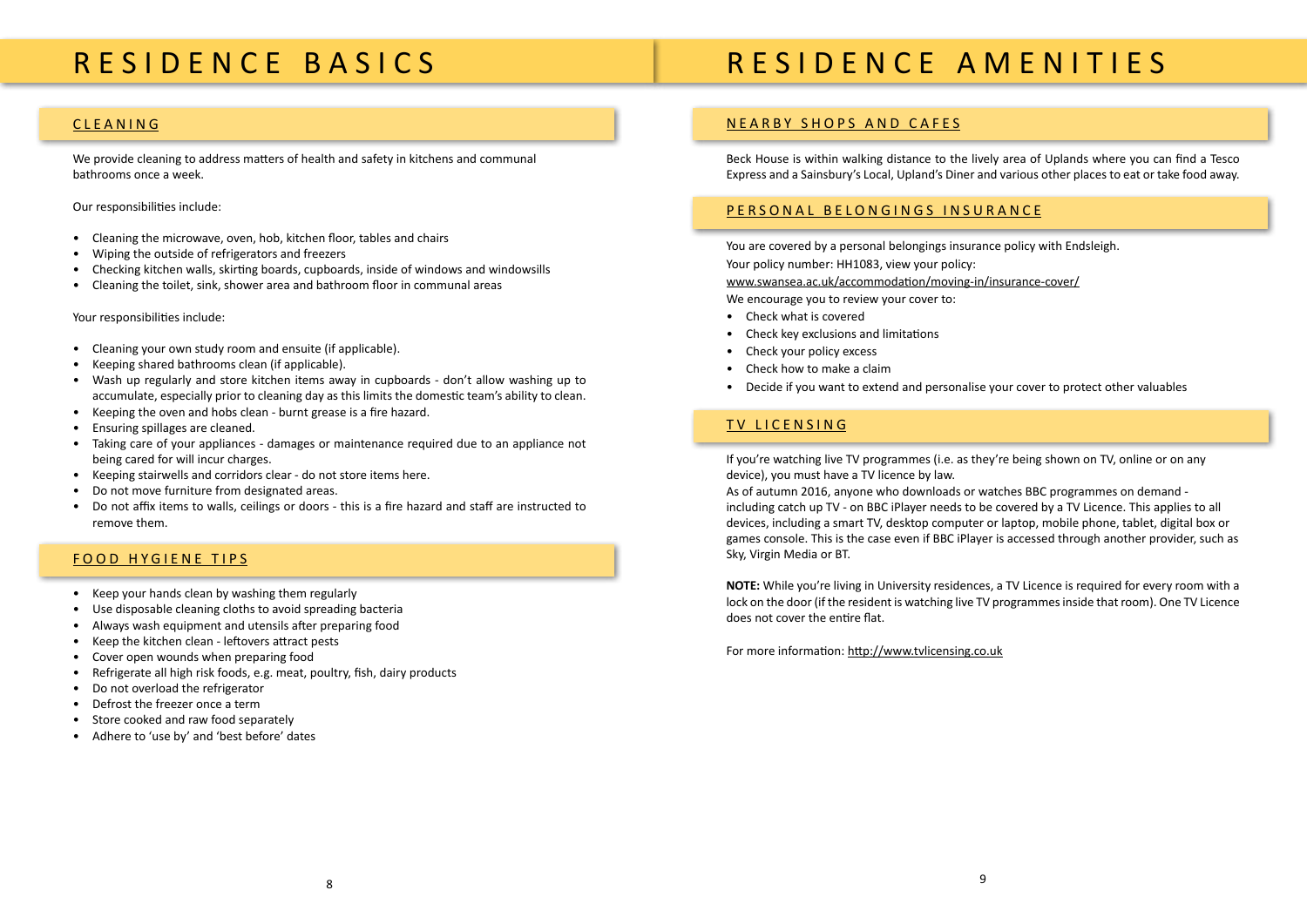# RESIDENCE BASICS

## CLEANING

We provide cleaning to address matters of health and safety in kitchens and communal bathrooms once a week.

Our responsibilities include:

- Cleaning the microwave, oven, hob, kitchen floor, tables and chairs
- Wiping the outside of refrigerators and freezers
- Checking kitchen walls, skirting boards, cupboards, inside of windows and windowsills
- Cleaning the toilet, sink, shower area and bathroom floor in communal areas

Your responsibilities include:

- Cleaning your own study room and ensuite (if applicable).
- Keeping shared bathrooms clean (if applicable).
- Wash up regularly and store kitchen items away in cupboards - don't allow washing up to accumulate, especially prior to cleaning day as this limits the domestic team's ability to clean.
- Keeping the oven and hobs clean - burnt grease is a fire hazard.
- Ensuring spillages are cleaned.
- Taking care of your appliances - damages or maintenance required due to an appliance not being cared for will incur charges.
- Keeping stairwells and corridors clear - do not store items here.
- Do not move furniture from designated areas.
- Do not affix items to walls, ceilings or doors - this is a fire hazard and staff are instructed to remove them.

## FOOD HYGIENE TIPS

- Keep your hands clean by washing them regularly
- Use disposable cleaning cloths to avoid spreading bacteria
- Always wash equipment and utensils after preparing food
- Keep the kitchen clean - leftovers attract pests
- Cover open wounds when preparing food
- Refrigerate all high risk foods, e.g. meat, poultry, fish, dairy products
- Do not overload the refrigerator
- Defrost the freezer once a term
- Store cooked and raw food separately
- Adhere to 'use by' and 'best before' dates

# RESIDENCE AMENITIES

## NEARBY SHOPS AND CAFES

Beck House is within walking distance to the lively area of Uplands where you can find a Tesco Express and a Sainsbury's Local, Upland's Diner and various other places to eat or take food away.

## PERSONAL BELONGINGS INSURANCE

You are covered by a personal belongings insurance policy with Endsleigh.
Your policy number: HH1083, view your policy:
www.swansea.ac.uk/accommodation/moving-in/insurance-cover/
We encourage you to review your cover to:

- Check what is covered
- Check key exclusions and limitations
- Check your policy excess
- Check how to make a claim
- Decide if you want to extend and personalise your cover to protect other valuables

## TV LICENSING

If you're watching live TV programmes (i.e. as they're being shown on TV, online or on any device), you must have a TV licence by law.
As of autumn 2016, anyone who downloads or watches BBC programmes on demand - including catch up TV - on BBC iPlayer needs to be covered by a TV Licence. This applies to all devices, including a smart TV, desktop computer or laptop, mobile phone, tablet, digital box or games console. This is the case even if BBC iPlayer is accessed through another provider, such as Sky, Virgin Media or BT.

**NOTE:** While you're living in University residences, a TV Licence is required for every room with a lock on the door (if the resident is watching live TV programmes inside that room). One TV Licence does not cover the entire flat.

For more information: http://www.tvlicensing.co.uk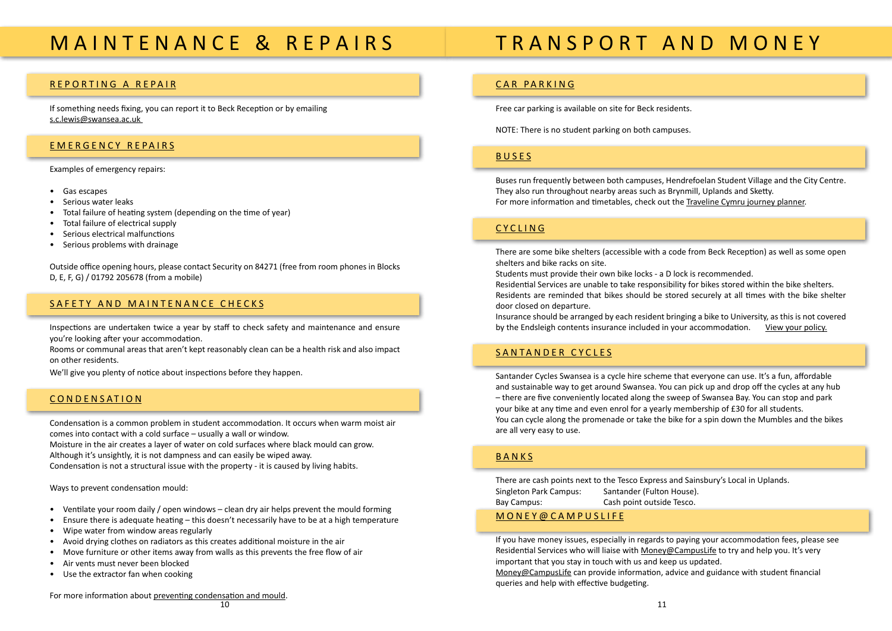# MAINTENANCE & REPAIRS

## REPORTING A REPAIR

If something needs fixing, you can report it to Beck Reception or by emailing s.c.lewis@swansea.ac.uk

## EMERGENCY REPAIRS

Examples of emergency repairs:

- Gas escapes
- Serious water leaks
- Total failure of heating system (depending on the time of year)
- Total failure of electrical supply
- Serious electrical malfunctions
- Serious problems with drainage

Outside office opening hours, please contact Security on 84271 (free from room phones in Blocks D, E, F, G) / 01792 205678 (from a mobile)

## SAFETY AND MAINTENANCE CHECKS

Inspections are undertaken twice a year by staff to check safety and maintenance and ensure you're looking after your accommodation.

Rooms or communal areas that aren't kept reasonably clean can be a health risk and also impact on other residents.

We'll give you plenty of notice about inspections before they happen.

## CONDENSATION

Condensation is a common problem in student accommodation. It occurs when warm moist air comes into contact with a cold surface – usually a wall or window.

Moisture in the air creates a layer of water on cold surfaces where black mould can grow. Although it's unsightly, it is not dampness and can easily be wiped away.

Condensation is not a structural issue with the property - it is caused by living habits.

Ways to prevent condensation mould:

- Ventilate your room daily / open windows – clean dry air helps prevent the mould forming
- Ensure there is adequate heating – this doesn't necessarily have to be at a high temperature
- Wipe water from window areas regularly
- Avoid drying clothes on radiators as this creates additional moisture in the air
- Move furniture or other items away from walls as this prevents the free flow of air
- Air vents must never been blocked
- Use the extractor fan when cooking

For more information about preventing condensation and mould.

# TRANSPORT AND MONEY

## CAR PARKING

Free car parking is available on site for Beck residents.

NOTE: There is no student parking on both campuses.

## BUSES

Buses run frequently between both campuses, Hendrefoelan Student Village and the City Centre. They also run throughout nearby areas such as Brynmill, Uplands and Sketty.

For more information and timetables, check out the Traveline Cymru journey planner.

## CYCLING

There are some bike shelters (accessible with a code from Beck Reception) as well as some open shelters and bike racks on site.

Students must provide their own bike locks - a D lock is recommended.

Residential Services are unable to take responsibility for bikes stored within the bike shelters.

Residents are reminded that bikes should be stored securely at all times with the bike shelter door closed on departure.

Insurance should be arranged by each resident bringing a bike to University, as this is not covered by the Endsleigh contents insurance included in your accommodation. View your policy.

## SANTANDER CYCLES

Santander Cycles Swansea is a cycle hire scheme that everyone can use. It's a fun, affordable and sustainable way to get around Swansea. You can pick up and drop off the cycles at any hub – there are five conveniently located along the sweep of Swansea Bay. You can stop and park your bike at any time and even enrol for a yearly membership of £30 for all students.

You can cycle along the promenade or take the bike for a spin down the Mumbles and the bikes are all very easy to use.

## BANKS

There are cash points next to the Tesco Express and Sainsbury's Local in Uplands.

Singleton Park Campus: Santander (Fulton House).

Bay Campus: Cash point outside Tesco.

## MONEY@CAMPUSLIFE

If you have money issues, especially in regards to paying your accommodation fees, please see Residential Services who will liaise with Money@CampusLife to try and help you. It's very important that you stay in touch with us and keep us updated.

Money@CampusLife can provide information, advice and guidance with student financial queries and help with effective budgeting.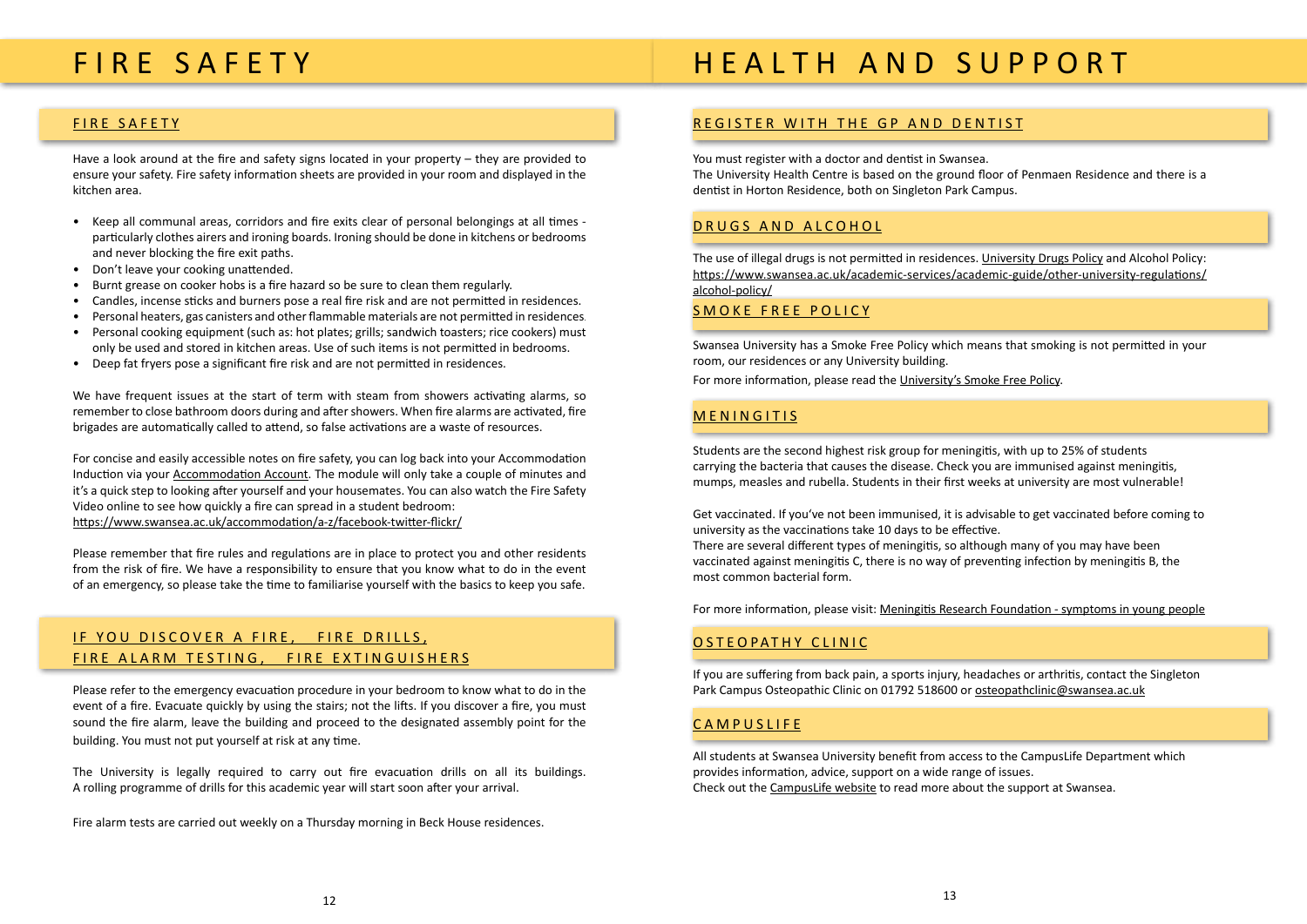# FIRE SAFETY

## FIRE SAFETY

Have a look around at the fire and safety signs located in your property – they are provided to ensure your safety. Fire safety information sheets are provided in your room and displayed in the kitchen area.

- Keep all communal areas, corridors and fire exits clear of personal belongings at all times - particularly clothes airers and ironing boards. Ironing should be done in kitchens or bedrooms and never blocking the fire exit paths.
- Don't leave your cooking unattended.
- Burnt grease on cooker hobs is a fire hazard so be sure to clean them regularly.
- Candles, incense sticks and burners pose a real fire risk and are not permitted in residences.
- Personal heaters, gas canisters and other flammable materials are not permitted in residences.
- Personal cooking equipment (such as: hot plates; grills; sandwich toasters; rice cookers) must only be used and stored in kitchen areas. Use of such items is not permitted in bedrooms.
- Deep fat fryers pose a significant fire risk and are not permitted in residences.

We have frequent issues at the start of term with steam from showers activating alarms, so remember to close bathroom doors during and after showers. When fire alarms are activated, fire brigades are automatically called to attend, so false activations are a waste of resources.

For concise and easily accessible notes on fire safety, you can log back into your Accommodation Induction via your Accommodation Account. The module will only take a couple of minutes and it's a quick step to looking after yourself and your housemates. You can also watch the Fire Safety Video online to see how quickly a fire can spread in a student bedroom:
https://www.swansea.ac.uk/accommodation/a-z/facebook-twitter-flickr/

Please remember that fire rules and regulations are in place to protect you and other residents from the risk of fire. We have a responsibility to ensure that you know what to do in the event of an emergency, so please take the time to familiarise yourself with the basics to keep you safe.

## IF YOU DISCOVER A FIRE, FIRE DRILLS, FIRE ALARM TESTING, FIRE EXTINGUISHERS

Please refer to the emergency evacuation procedure in your bedroom to know what to do in the event of a fire. Evacuate quickly by using the stairs; not the lifts. If you discover a fire, you must sound the fire alarm, leave the building and proceed to the designated assembly point for the building. You must not put yourself at risk at any time.

The University is legally required to carry out fire evacuation drills on all its buildings. A rolling programme of drills for this academic year will start soon after your arrival.

Fire alarm tests are carried out weekly on a Thursday morning in Beck House residences.

# HEALTH AND SUPPORT

## REGISTER WITH THE GP AND DENTIST

You must register with a doctor and dentist in Swansea.
The University Health Centre is based on the ground floor of Penmaen Residence and there is a dentist in Horton Residence, both on Singleton Park Campus.

## DRUGS AND ALCOHOL

The use of illegal drugs is not permitted in residences. University Drugs Policy and Alcohol Policy: https://www.swansea.ac.uk/academic-services/academic-guide/other-university-regulations/alcohol-policy/

## SMOKE FREE POLICY

Swansea University has a Smoke Free Policy which means that smoking is not permitted in your room, our residences or any University building.

For more information, please read the University's Smoke Free Policy.

## MENINGITIS

Students are the second highest risk group for meningitis, with up to 25% of students carrying the bacteria that causes the disease. Check you are immunised against meningitis, mumps, measles and rubella. Students in their first weeks at university are most vulnerable!

Get vaccinated. If you've not been immunised, it is advisable to get vaccinated before coming to university as the vaccinations take 10 days to be effective.
There are several different types of meningitis, so although many of you may have been vaccinated against meningitis C, there is no way of preventing infection by meningitis B, the most common bacterial form.

For more information, please visit: Meningitis Research Foundation - symptoms in young people

## OSTEOPATHY CLINIC

If you are suffering from back pain, a sports injury, headaches or arthritis, contact the Singleton Park Campus Osteopathic Clinic on 01792 518600 or osteopathclinic@swansea.ac.uk

## CAMPUSLIFE

All students at Swansea University benefit from access to the CampusLife Department which provides information, advice, support on a wide range of issues.
Check out the CampusLife website to read more about the support at Swansea.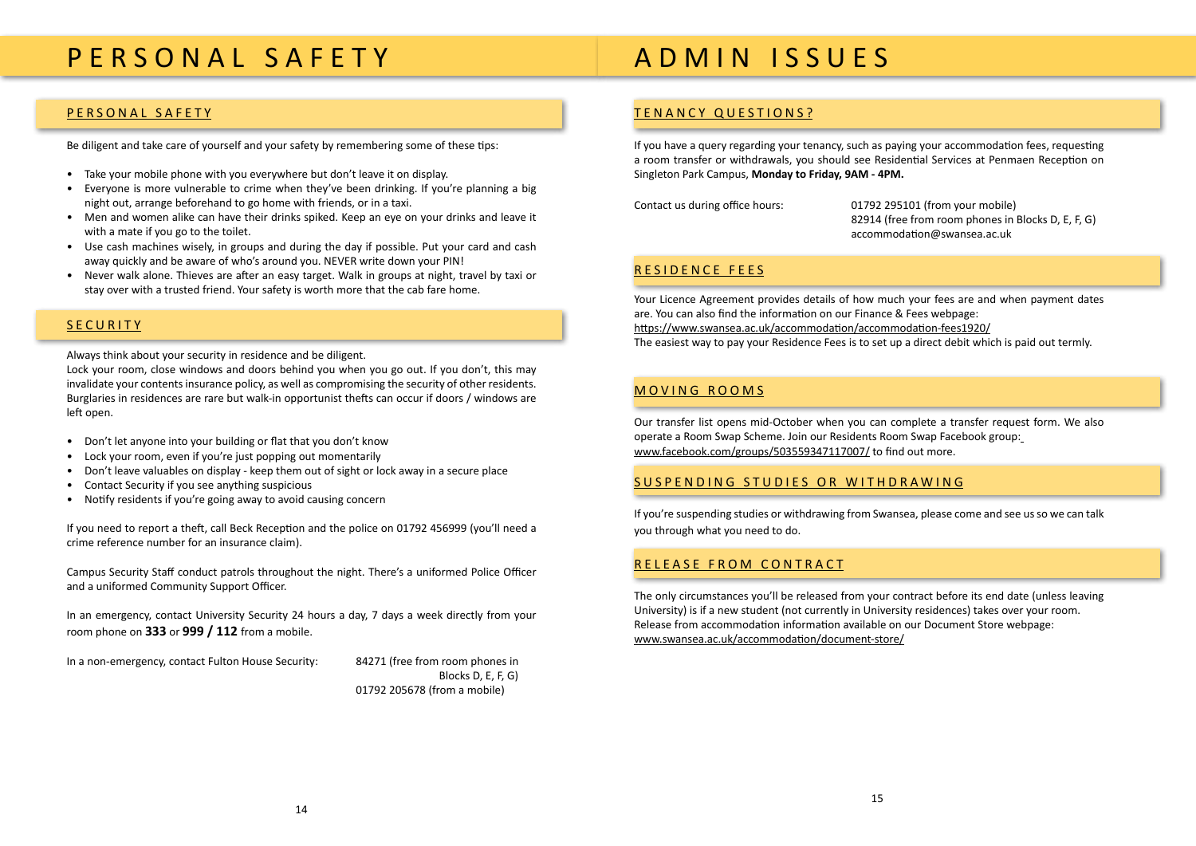# PERSONAL SAFETY

## PERSONAL SAFETY

Be diligent and take care of yourself and your safety by remembering some of these tips:

- Take your mobile phone with you everywhere but don't leave it on display.
- Everyone is more vulnerable to crime when they've been drinking. If you're planning a big night out, arrange beforehand to go home with friends, or in a taxi.
- Men and women alike can have their drinks spiked. Keep an eye on your drinks and leave it with a mate if you go to the toilet.
- Use cash machines wisely, in groups and during the day if possible. Put your card and cash away quickly and be aware of who's around you. NEVER write down your PIN!
- Never walk alone. Thieves are after an easy target. Walk in groups at night, travel by taxi or stay over with a trusted friend. Your safety is worth more that the cab fare home.

## SECURITY

Always think about your security in residence and be diligent.
Lock your room, close windows and doors behind you when you go out. If you don't, this may invalidate your contents insurance policy, as well as compromising the security of other residents. Burglaries in residences are rare but walk-in opportunist thefts can occur if doors / windows are left open.

- Don't let anyone into your building or flat that you don't know
- Lock your room, even if you're just popping out momentarily
- Don't leave valuables on display - keep them out of sight or lock away in a secure place
- Contact Security if you see anything suspicious
- Notify residents if you're going away to avoid causing concern

If you need to report a theft, call Beck Reception and the police on 01792 456999 (you'll need a crime reference number for an insurance claim).

Campus Security Staff conduct patrols throughout the night. There's a uniformed Police Officer and a uniformed Community Support Officer.

In an emergency, contact University Security 24 hours a day, 7 days a week directly from your room phone on **333** or **999 / 112** from a mobile.

In a non-emergency, contact Fulton House Security:
84271 (free from room phones in Blocks D, E, F, G)
01792 205678 (from a mobile)

# ADMIN ISSUES

## TENANCY QUESTIONS?

If you have a query regarding your tenancy, such as paying your accommodation fees, requesting a room transfer or withdrawals, you should see Residential Services at Penmaen Reception on Singleton Park Campus, **Monday to Friday, 9AM - 4PM.**

Contact us during office hours:
01792 295101 (from your mobile)
82914 (free from room phones in Blocks D, E, F, G)
accommodation@swansea.ac.uk

## RESIDENCE FEES

Your Licence Agreement provides details of how much your fees are and when payment dates are. You can also find the information on our Finance & Fees webpage:
https://www.swansea.ac.uk/accommodation/accommodation-fees1920/
The easiest way to pay your Residence Fees is to set up a direct debit which is paid out termly.

## MOVING ROOMS

Our transfer list opens mid-October when you can complete a transfer request form. We also operate a Room Swap Scheme. Join our Residents Room Swap Facebook group: www.facebook.com/groups/503559347117007/ to find out more.

## SUSPENDING STUDIES OR WITHDRAWING

If you're suspending studies or withdrawing from Swansea, please come and see us so we can talk you through what you need to do.

## RELEASE FROM CONTRACT

The only circumstances you'll be released from your contract before its end date (unless leaving University) is if a new student (not currently in University residences) takes over your room. Release from accommodation information available on our Document Store webpage:
www.swansea.ac.uk/accommodation/document-store/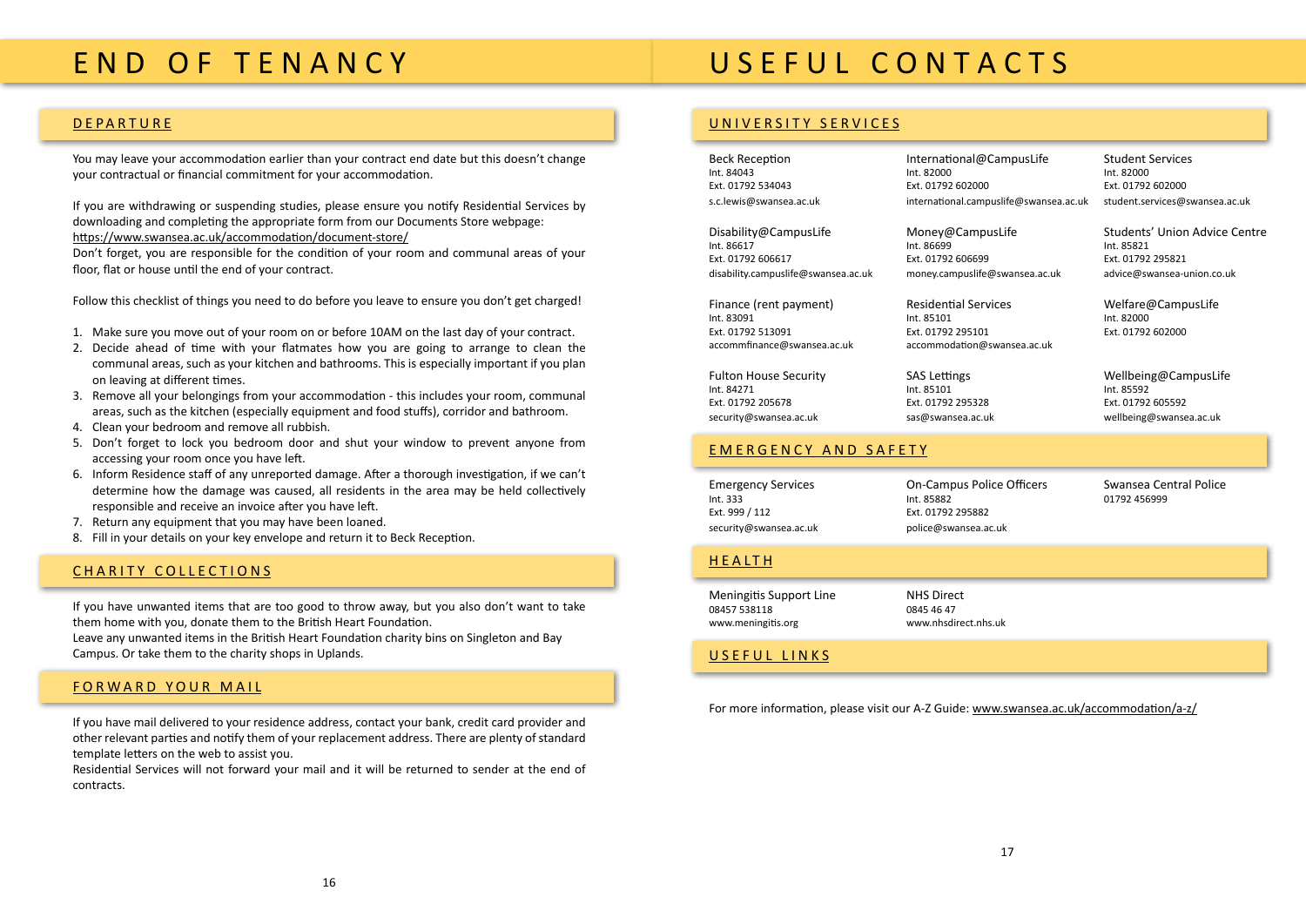# END OF TENANCY

## DEPARTURE

You may leave your accommodation earlier than your contract end date but this doesn't change your contractual or financial commitment for your accommodation.

If you are withdrawing or suspending studies, please ensure you notify Residential Services by downloading and completing the appropriate form from our Documents Store webpage: https://www.swansea.ac.uk/accommodation/document-store/

Don't forget, you are responsible for the condition of your room and communal areas of your floor, flat or house until the end of your contract.

Follow this checklist of things you need to do before you leave to ensure you don't get charged!

1. Make sure you move out of your room on or before 10AM on the last day of your contract.
2. Decide ahead of time with your flatmates how you are going to arrange to clean the communal areas, such as your kitchen and bathrooms. This is especially important if you plan on leaving at different times.
3. Remove all your belongings from your accommodation - this includes your room, communal areas, such as the kitchen (especially equipment and food stuffs), corridor and bathroom.
4. Clean your bedroom and remove all rubbish.
5. Don't forget to lock you bedroom door and shut your window to prevent anyone from accessing your room once you have left.
6. Inform Residence staff of any unreported damage. After a thorough investigation, if we can't determine how the damage was caused, all residents in the area may be held collectively responsible and receive an invoice after you have left.
7. Return any equipment that you may have been loaned.
8. Fill in your details on your key envelope and return it to Beck Reception.

## CHARITY COLLECTIONS

If you have unwanted items that are too good to throw away, but you also don't want to take them home with you, donate them to the British Heart Foundation.

Leave any unwanted items in the British Heart Foundation charity bins on Singleton and Bay Campus. Or take them to the charity shops in Uplands.

## FORWARD YOUR MAIL

If you have mail delivered to your residence address, contact your bank, credit card provider and other relevant parties and notify them of your replacement address. There are plenty of standard template letters on the web to assist you.

Residential Services will not forward your mail and it will be returned to sender at the end of contracts.

# USEFUL CONTACTS

## UNIVERSITY SERVICES

**Beck Reception**
Int. 84043
Ext. 01792 534043
s.c.lewis@swansea.ac.uk

**International@CampusLife**
Int. 82000
Ext. 01792 602000
international.campuslife@swansea.ac.uk

**Student Services**
Int. 82000
Ext. 01792 602000
student.services@swansea.ac.uk

**Disability@CampusLife**
Int. 86617
Ext. 01792 606617
disability.campuslife@swansea.ac.uk

**Money@CampusLife**
Int. 86699
Ext. 01792 606699
money.campuslife@swansea.ac.uk

**Students' Union Advice Centre**
Int. 85821
Ext. 01792 295821
advice@swansea-union.co.uk

**Finance (rent payment)**
Int. 83091
Ext. 01792 513091
accommfinance@swansea.ac.uk

**Residential Services**
Int. 85101
Ext. 01792 295101
accommodation@swansea.ac.uk

**Welfare@CampusLife**
Int. 82000
Ext. 01792 602000

**Fulton House Security**
Int. 84271
Ext. 01792 205678
security@swansea.ac.uk

**SAS Lettings**
Int. 85101
Ext. 01792 295328
sas@swansea.ac.uk

**Wellbeing@CampusLife**
Int. 85592
Ext. 01792 605592
wellbeing@swansea.ac.uk

## EMERGENCY AND SAFETY

**Emergency Services**
Int. 333
Ext. 999 / 112
security@swansea.ac.uk

**On-Campus Police Officers**
Int. 85882
Ext. 01792 295882
police@swansea.ac.uk

**Swansea Central Police**
01792 456999

## HEALTH

**Meningitis Support Line**
08457 538118
www.meningitis.org

**NHS Direct**
0845 46 47
www.nhsdirect.nhs.uk

## USEFUL LINKS

For more information, please visit our A-Z Guide: www.swansea.ac.uk/accommodation/a-z/